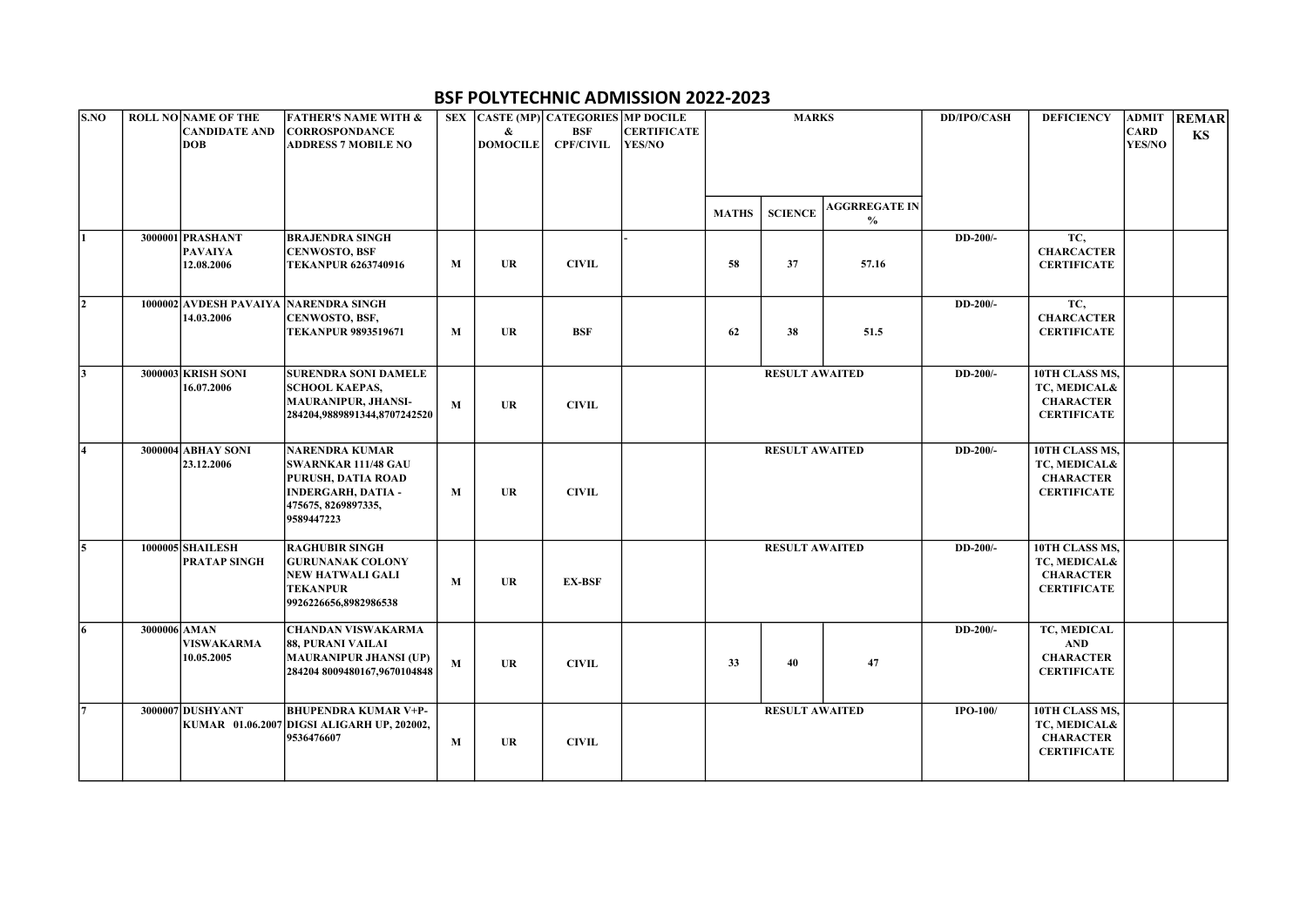# BSF POLYTECHNIC ADMISSION 2022-2023

| S.NO | ROLL NO | NAME OF THE CANDIDATE AND DOB | FATHER'S NAME WITH & CORROSPONDANCE ADDRESS 7 MOBILE NO | SEX | CASTE (MP) & DOMOCILE | CATEGORIES BSF CPF/CIVIL | MP DOCILE CERTIFICATE YES/NO | MARKS | | | DD/IPO/CASH | DEFICIENCY | ADMIT CARD YES/NO | REMARKS |
|---|---|---|---|---|---|---|---|---|---|---|---|---|---|---|
| | | | | | | | | MATHS | SCIENCE | AGGRREGATE IN % | | | | |
| 1 | 3000001 | PRASHANT PAVAIYA 12.08.2006 | BRAJENDRA SINGH CENWOSTO, BSF TEKANPUR 6263740916 | M | UR | CIVIL | - | 58 | 37 | 57.16 | DD-200/- | TC, CHARCACTER CERTIFICATE | | |
| 2 | 1000002 | AVDESH PAVAIYA 14.03.2006 | NARENDRA SINGH CENWOSTO, BSF, TEKANPUR 9893519671 | M | UR | BSF | | 62 | 38 | 51.5 | DD-200/- | TC, CHARCACTER CERTIFICATE | | |
| 3 | 3000003 | KRISH SONI 16.07.2006 | SURENDRA SONI DAMELE SCHOOL KAEPAS, MAURANIPUR, JHANSI-284204,9889891344,8707242520 | M | UR | CIVIL | | RESULT AWAITED | | | DD-200/- | 10TH CLASS MS, TC, MEDICAL& CHARACTER CERTIFICATE | | |
| 4 | 3000004 | ABHAY SONI 23.12.2006 | NARENDRA KUMAR SWARNKAR 111/48 GAU PURUSH, DATIA ROAD INDERGARH, DATIA - 475675, 8269897335, 9589447223 | M | UR | CIVIL | | RESULT AWAITED | | | DD-200/- | 10TH CLASS MS, TC, MEDICAL& CHARACTER CERTIFICATE | | |
| 5 | 1000005 | SHAILESH PRATAP SINGH | RAGHUBIR SINGH GURUNANAK COLONY NEW HATWALI GALI TEKANPUR 9926226656,8982986538 | M | UR | EX-BSF | | RESULT AWAITED | | | DD-200/- | 10TH CLASS MS, TC, MEDICAL& CHARACTER CERTIFICATE | | |
| 6 | 3000006 | AMAN VISWAKARMA 10.05.2005 | CHANDAN VISWAKARMA 88, PURANI VAILAI MAURANIPUR JHANSI (UP) 284204 8009480167,9670104848 | M | UR | CIVIL | | 33 | 40 | 47 | DD-200/- | TC, MEDICAL AND CHARACTER CERTIFICATE | | |
| 7 | 3000007 | DUSHYANT KUMAR 01.06.2007 | BHUPENDRA KUMAR V+P-DIGSI ALIGARH UP, 202002, 9536476607 | M | UR | CIVIL | | RESULT AWAITED | | | IPO-100/ | 10TH CLASS MS, TC, MEDICAL& CHARACTER CERTIFICATE | | |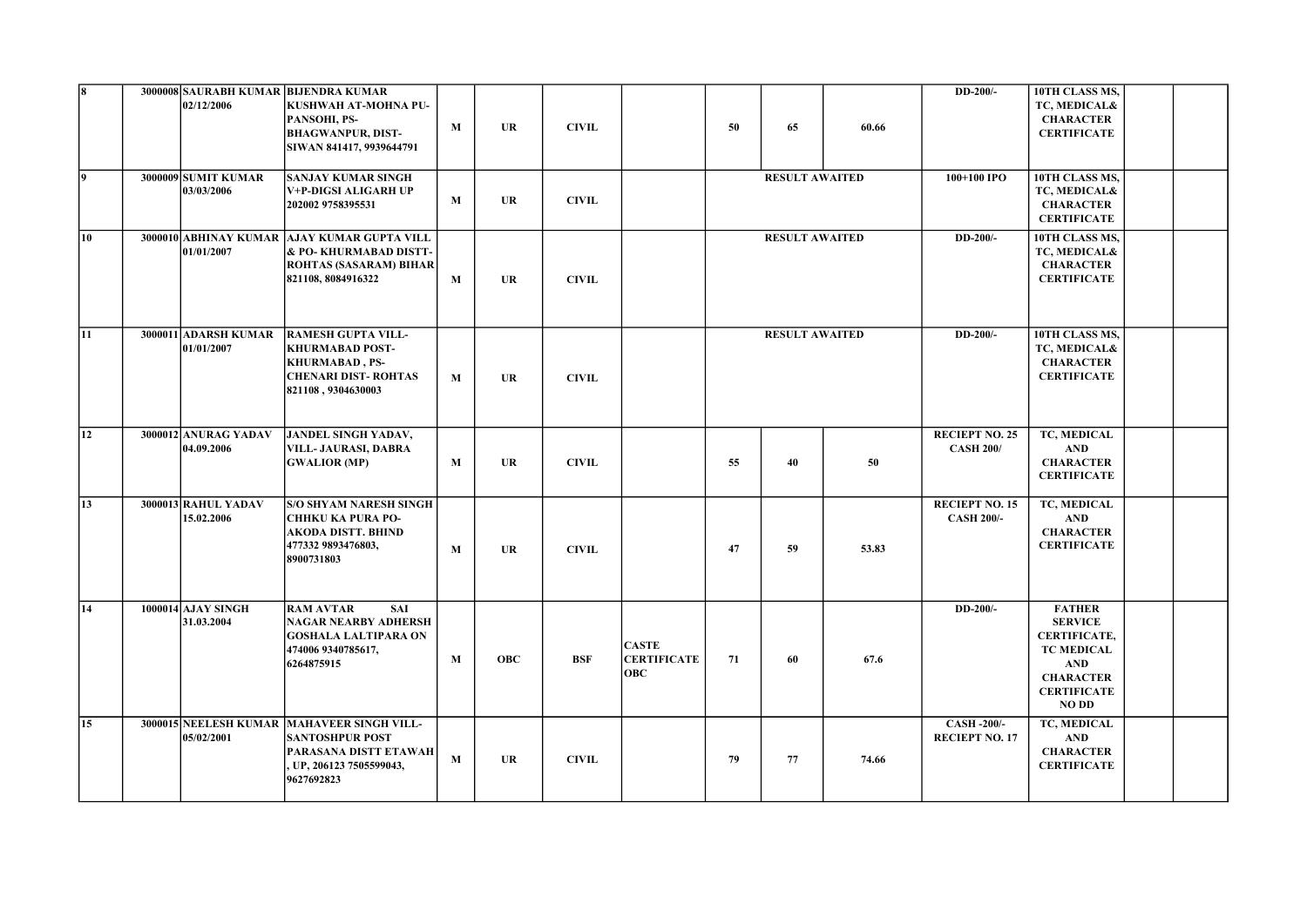| 8 | 3000008 SAURABH KUMAR 02/12/2006 | BIJENDRA KUMAR KUSHWAH AT-MOHNA PU-PANSOHI, PS-BHAGWANPUR, DIST-SIWAN 841417, 9939644791 | M | UR | CIVIL | | 50 | 65 | 60.66 | DD-200/- | 10TH CLASS MS, TC, MEDICAL& CHARACTER CERTIFICATE | | |
|---|---|---|---|---|---|---|---|---|---|---|---|---|---|
| 9 | 3000009 SUMIT KUMAR 03/03/2006 | SANJAY KUMAR SINGH V+P-DIGSI ALIGARH UP 202002 9758395531 | M | UR | CIVIL | | | RESULT AWAITED | | 100+100 IPO | 10TH CLASS MS, TC, MEDICAL& CHARACTER CERTIFICATE | | |
| 10 | 3000010 ABHINAY KUMAR 01/01/2007 | AJAY KUMAR GUPTA VILL & PO- KHURMABAD DISTT-ROHTAS (SASARAM) BIHAR 821108, 8084916322 | M | UR | CIVIL | | | RESULT AWAITED | | DD-200/- | 10TH CLASS MS, TC, MEDICAL& CHARACTER CERTIFICATE | | |
| 11 | 3000011 ADARSH KUMAR 01/01/2007 | RAMESH GUPTA VILL-KHURMABAD POST-KHURMABAD , PS-CHENARI DIST- ROHTAS 821108 , 9304630003 | M | UR | CIVIL | | | RESULT AWAITED | | DD-200/- | 10TH CLASS MS, TC, MEDICAL& CHARACTER CERTIFICATE | | |
| 12 | 3000012 ANURAG YADAV 04.09.2006 | JANDEL SINGH YADAV, VILL- JAURASI, DABRA GWALIOR (MP) | M | UR | CIVIL | | 55 | 40 | 50 | RECIEPT NO. 25 CASH 200/ | TC, MEDICAL AND CHARACTER CERTIFICATE | | |
| 13 | 3000013 RAHUL YADAV 15.02.2006 | S/O SHYAM NARESH SINGH CHHKU KA PURA PO-AKODA DISTT. BHIND 477332 9893476803, 8900731803 | M | UR | CIVIL | | 47 | 59 | 53.83 | RECIEPT NO. 15 CASH 200/- | TC, MEDICAL AND CHARACTER CERTIFICATE | | |
| 14 | 1000014 AJAY SINGH 31.03.2004 | RAM AVTAR SAI NAGAR NEARBY ADHERSH GOSHALA LALTIPARA ON 474006 9340785617, 6264875915 | M | OBC | BSF | CASTE CERTIFICATE OBC | 71 | 60 | 67.6 | DD-200/- | FATHER SERVICE CERTIFICATE, TC MEDICAL AND CHARACTER CERTIFICATE NO DD | | |
| 15 | 3000015 NEELESH KUMAR 05/02/2001 | MAHAVEER SINGH VILL-SANTOSHPUR POST PARASANA DISTT ETAWAH , UP, 206123 7505599043, 9627692823 | M | UR | CIVIL | | 79 | 77 | 74.66 | CASH -200/- RECIEPT NO. 17 | TC, MEDICAL AND CHARACTER CERTIFICATE | | |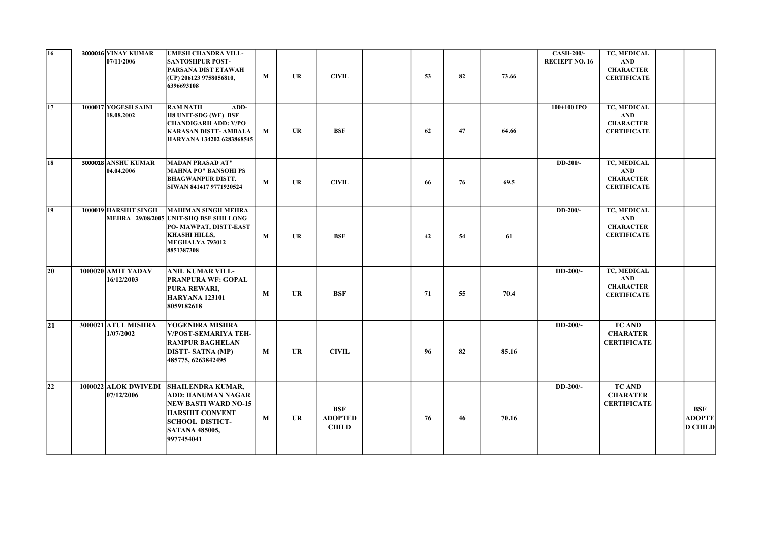| | | | | | | | | | | | | | | |
|---|---|---|---|---|---|---|---|---|---|---|---|---|---|---|
| 16 | 3000016 | VINAY KUMAR 07/11/2006 | UMESH CHANDRA VILL-SANTOSHPUR POST-PARSANA DIST ETAWAH (UP) 206123 9758056810, 6396693108 | M | UR | CIVIL | | 53 | 82 | 73.66 | CASH-200/- RECIEPT NO. 16 | TC, MEDICAL AND CHARACTER CERTIFICATE | | |
| 17 | 1000017 | YOGESH SAINI 18.08.2002 | RAM NATH ADD-H8 UNIT-SDG (WE) BSF CHANDIGARH ADD: V/PO KARASAN DISTT- AMBALA HARYANA 134202 6283868545 | M | UR | BSF | | 62 | 47 | 64.66 | 100+100 IPO | TC, MEDICAL AND CHARACTER CERTIFICATE | | |
| 18 | 3000018 | ANSHU KUMAR 04.04.2006 | MADAN PRASAD AT" MAHNA PO" BANSOHI PS BHAGWANPUR DISTT. SIWAN 841417 9771920524 | M | UR | CIVIL | | 66 | 76 | 69.5 | DD-200/- | TC, MEDICAL AND CHARACTER CERTIFICATE | | |
| 19 | 1000019 | HARSHIT SINGH MEHRA 29/08/2005 | MAHIMAN SINGH MEHRA UNIT-SHQ BSF SHILLONG PO- MAWPAT, DISTT-EAST KHASHI HILLS, MEGHALYA 793012 8851387308 | M | UR | BSF | | 42 | 54 | 61 | DD-200/- | TC, MEDICAL AND CHARACTER CERTIFICATE | | |
| 20 | 1000020 | AMIT YADAV 16/12/2003 | ANIL KUMAR VILL-PRANPURA WF: GOPAL PURA REWARI, HARYANA 123101 8059182618 | M | UR | BSF | | 71 | 55 | 70.4 | DD-200/- | TC, MEDICAL AND CHARACTER CERTIFICATE | | |
| 21 | 3000021 | ATUL MISHRA 1/07/2002 | YOGENDRA MISHRA V/POST-SEMARIYA TEH-RAMPUR BAGHELAN DISTT- SATNA (MP) 485775, 6263842495 | M | UR | CIVIL | | 96 | 82 | 85.16 | DD-200/- | TC AND CHARATER CERTIFICATE | | |
| 22 | 1000022 | ALOK DWIVEDI 07/12/2006 | SHAILENDRA KUMAR, ADD: HANUMAN NAGAR NEW BASTI WARD NO-15 HARSHIT CONVENT SCHOOL DISTICT-SATANA 485005, 9977454041 | M | UR | BSF ADOPTED CHILD | | 76 | 46 | 70.16 | DD-200/- | TC AND CHARATER CERTIFICATE | | BSF ADOPTED CHILD |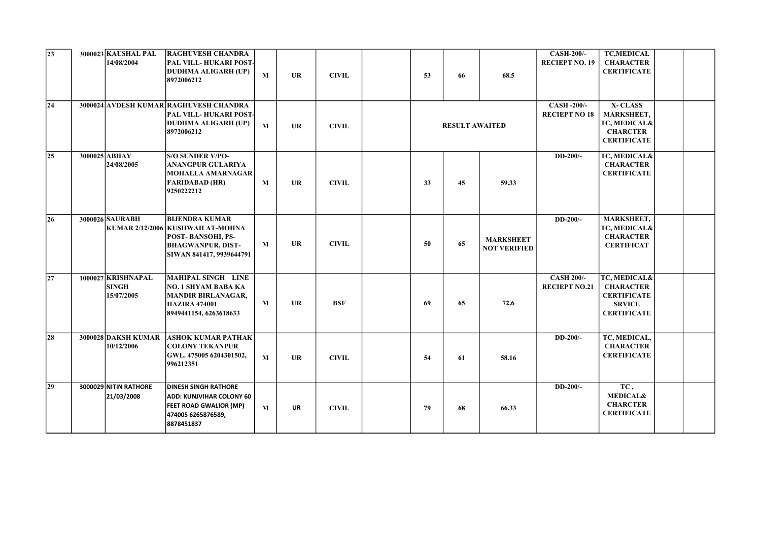| | | | | | | | | | | | | | | |
|---|---|---|---|---|---|---|---|---|---|---|---|---|---|---|
| 23 | 3000023 | KAUSHAL PAL 14/08/2004 | RAGHUVESH CHANDRA PAL VILL- HUKARI POST- DUDHMA ALIGARH (UP) 8972006212 | M | UR | CIVIL | | 53 | 66 | 68.5 | CASH-200/- RECIEPT NO. 19 | TC,MEDICAL CHARACTER CERTIFICATE | | |
| 24 | 3000024 | AVDESH KUMAR | RAGHUVESH CHANDRA PAL VILL- HUKARI POST- DUDHMA ALIGARH (UP) 8972006212 | M | UR | CIVIL | | RESULT AWAITED | | | CASH -200/- RECIEPT NO 18 | X- CLASS MARKSHEET, TC, MEDICAL& CHARCTER CERTIFICATE | | |
| 25 | 3000025 | ABHAY 24/08/2005 | S/O SUNDER V/PO- ANANGPUR GULARIYA MOHALLA AMARNAGAR FARIDABAD (HR) 9250222212 | M | UR | CIVIL | | 33 | 45 | 59.33 | DD-200/- | TC, MEDICAL& CHARACTER CERTIFICATE | | |
| 26 | 3000026 | SAURABH KUMAR 2/12/2006 | BIJENDRA KUMAR KUSHWAH AT-MOHNA POST- BANSOHI, PS- BHAGWANPUR, DIST- SIWAN 841417, 9939644791 | M | UR | CIVIL | | 50 | 65 | MARKSHEET NOT VERIFIED | DD-200/- | MARKSHEET, TC, MEDICAL& CHARACTER CERTIFICAT | | |
| 27 | 1000027 | KRISHNAPAL SINGH 15/07/2005 | MAHIPAL SINGH LINE NO. 1 SHYAM BABA KA MANDIR BIRLANAGAR, HAZIRA 474001 8949441154, 6263618633 | M | UR | BSF | | 69 | 65 | 72.6 | CASH 200/- RECIEPT NO.21 | TC, MEDICAL& CHARACTER CERTIFICATE SRVICE CERTIFICATE | | |
| 28 | 3000028 | DAKSH KUMAR 10/12/2006 | ASHOK KUMAR PATHAK COLONY TEKANPUR GWL. 475005 6204301502, 996212351 | M | UR | CIVIL | | 54 | 61 | 58.16 | DD-200/- | TC, MEDICAL, CHARACTER CERTIFICATE | | |
| 29 | 3000029 | NITIN RATHORE 21/03/2008 | DINESH SINGH RATHORE ADD: KUNJVIHAR COLONY 60 FEET ROAD GWALIOR (MP) 474005 6265876589, 8878451837 | M | UR | CIVIL | | 79 | 68 | 66.33 | DD-200/- | TC , MEDICAL& CHARCTER CERTIFICATE | | |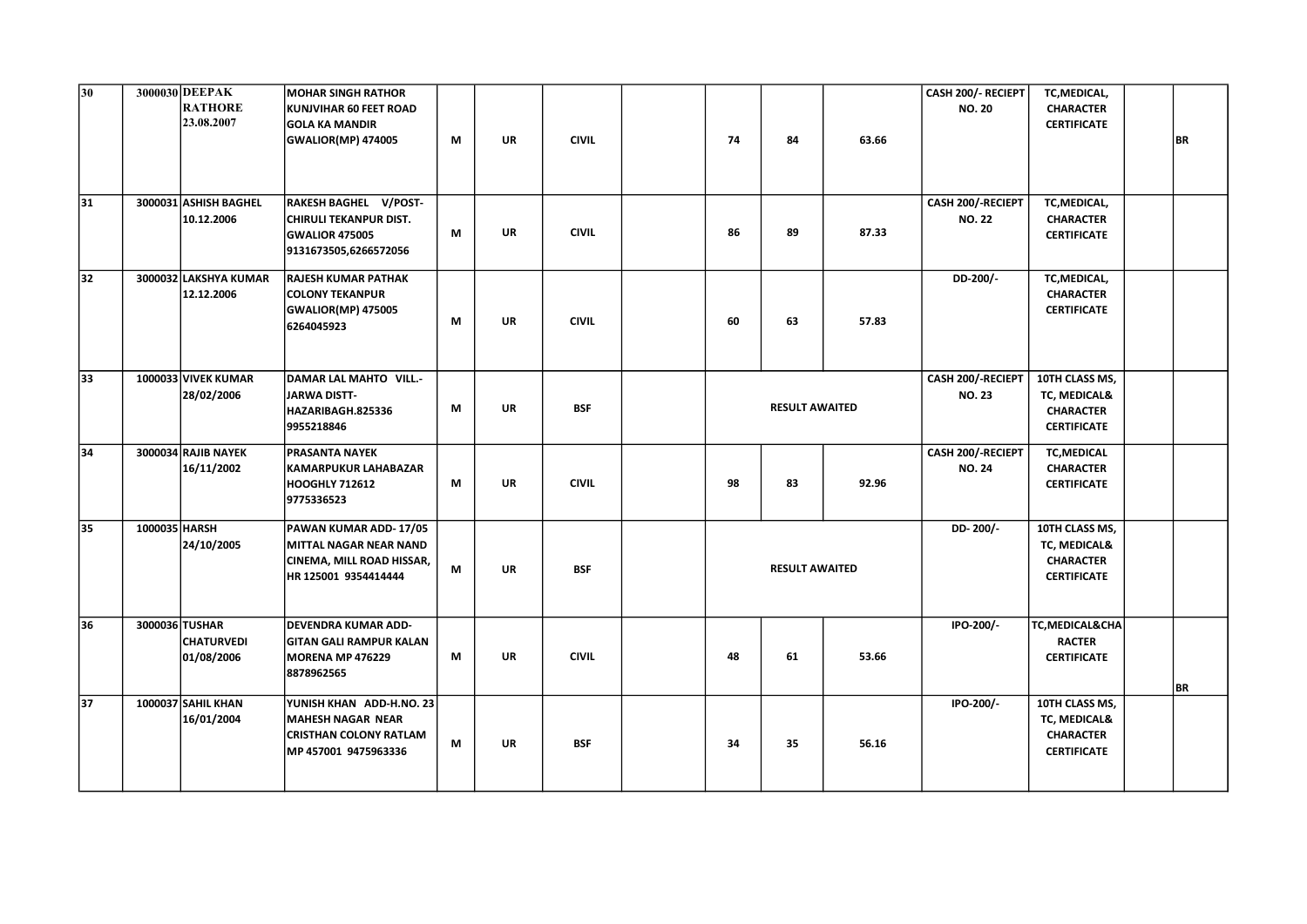|  |  |  |  |  |  |  |  |  |  |  |  |  |  |  |
|---|---|---|---|---|---|---|---|---|---|---|---|---|---|---|
| 30 | 3000030 | DEEPAK RATHORE 23.08.2007 | MOHAR SINGH RATHOR KUNJVIHAR 60 FEET ROAD GOLA KA MANDIR GWALIOR(MP) 474005 | M | UR | CIVIL | | 74 | 84 | 63.66 | CASH 200/- RECIEPT NO. 20 | TC,MEDICAL, CHARACTER CERTIFICATE | | BR |
| 31 | 3000031 | ASHISH BAGHEL 10.12.2006 | RAKESH BAGHEL V/POST-CHIRULI TEKANPUR DIST. GWALIOR 475005 9131673505,6266572056 | M | UR | CIVIL | | 86 | 89 | 87.33 | CASH 200/-RECIEPT NO. 22 | TC,MEDICAL, CHARACTER CERTIFICATE | | |
| 32 | 3000032 | LAKSHYA KUMAR 12.12.2006 | RAJESH KUMAR PATHAK COLONY TEKANPUR GWALIOR(MP) 475005 6264045923 | M | UR | CIVIL | | 60 | 63 | 57.83 | DD-200/- | TC,MEDICAL, CHARACTER CERTIFICATE | | |
| 33 | 1000033 | VIVEK KUMAR 28/02/2006 | DAMAR LAL MAHTO VILL.-JARWA DISTT-HAZARIBAGH.825336 9955218846 | M | UR | BSF | | RESULT AWAITED | | | CASH 200/-RECIEPT NO. 23 | 10TH CLASS MS, TC, MEDICAL& CHARACTER CERTIFICATE | | |
| 34 | 3000034 | RAJIB NAYEK 16/11/2002 | PRASANTA NAYEK KAMARPUKUR LAHABAZAR HOOGHLY 712612 9775336523 | M | UR | CIVIL | | 98 | 83 | 92.96 | CASH 200/-RECIEPT NO. 24 | TC,MEDICAL CHARACTER CERTIFICATE | | |
| 35 | 1000035 | HARSH 24/10/2005 | PAWAN KUMAR ADD- 17/05 MITTAL NAGAR NEAR NAND CINEMA, MILL ROAD HISSAR, HR 125001 9354414444 | M | UR | BSF | | RESULT AWAITED | | | DD- 200/- | 10TH CLASS MS, TC, MEDICAL& CHARACTER CERTIFICATE | | |
| 36 | 3000036 | TUSHAR CHATURVEDI 01/08/2006 | DEVENDRA KUMAR ADD-GITAN GALI RAMPUR KALAN MORENA MP 476229 8878962565 | M | UR | CIVIL | | 48 | 61 | 53.66 | IPO-200/- | TC,MEDICAL&CHARACTER CERTIFICATE | | BR |
| 37 | 1000037 | SAHIL KHAN 16/01/2004 | YUNISH KHAN ADD-H.NO. 23 MAHESH NAGAR NEAR CRISTHAN COLONY RATLAM MP 457001 9475963336 | M | UR | BSF | | 34 | 35 | 56.16 | IPO-200/- | 10TH CLASS MS, TC, MEDICAL& CHARACTER CERTIFICATE | | |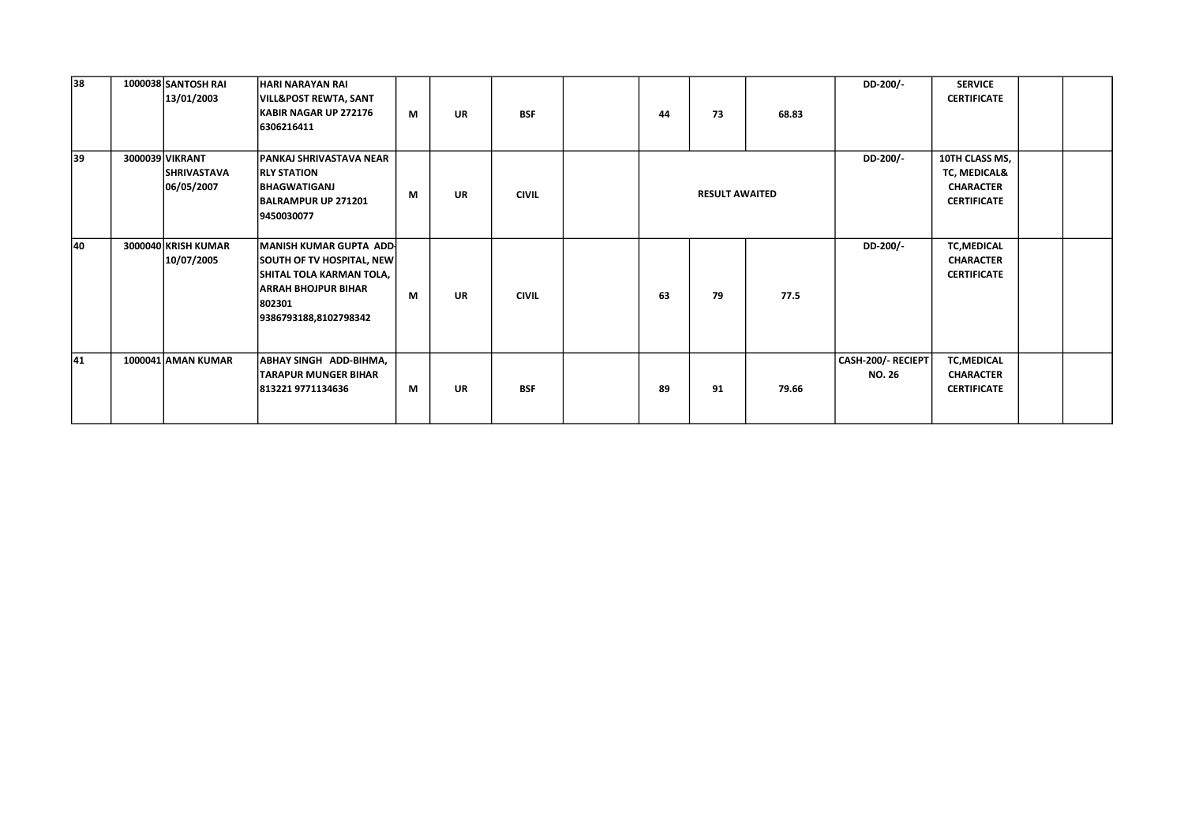| | | | | | | | | | | | | | | |
|---|---|---|---|---|---|---|---|---|---|---|---|---|---|---|
| 38 | 1000038 | SANTOSH RAI 13/01/2003 | HARI NARAYAN RAI VILL&POST REWTA, SANT KABIR NAGAR UP 272176 6306216411 | M | UR | BSF | | 44 | 73 | 68.83 | DD-200/- | SERVICE CERTIFICATE | | |
| 39 | 3000039 | VIKRANT SHRIVASTAVA 06/05/2007 | PANKAJ SHRIVASTAVA NEAR RLY STATION BHAGWATIGANJ BALRAMPUR UP 271201 9450030077 | M | UR | CIVIL | | RESULT AWAITED | | | DD-200/- | 10TH CLASS MS, TC, MEDICAL& CHARACTER CERTIFICATE | | |
| 40 | 3000040 | KRISH KUMAR 10/07/2005 | MANISH KUMAR GUPTA ADD-SOUTH OF TV HOSPITAL, NEW SHITAL TOLA KARMAN TOLA, ARRAH BHOJPUR BIHAR 802301 9386793188,8102798342 | M | UR | CIVIL | | 63 | 79 | 77.5 | DD-200/- | TC,MEDICAL CHARACTER CERTIFICATE | | |
| 41 | 1000041 | AMAN KUMAR | ABHAY SINGH ADD-BIHMA, TARAPUR MUNGER BIHAR 813221 9771134636 | M | UR | BSF | | 89 | 91 | 79.66 | CASH-200/- RECIEPT NO. 26 | TC,MEDICAL CHARACTER CERTIFICATE | | |